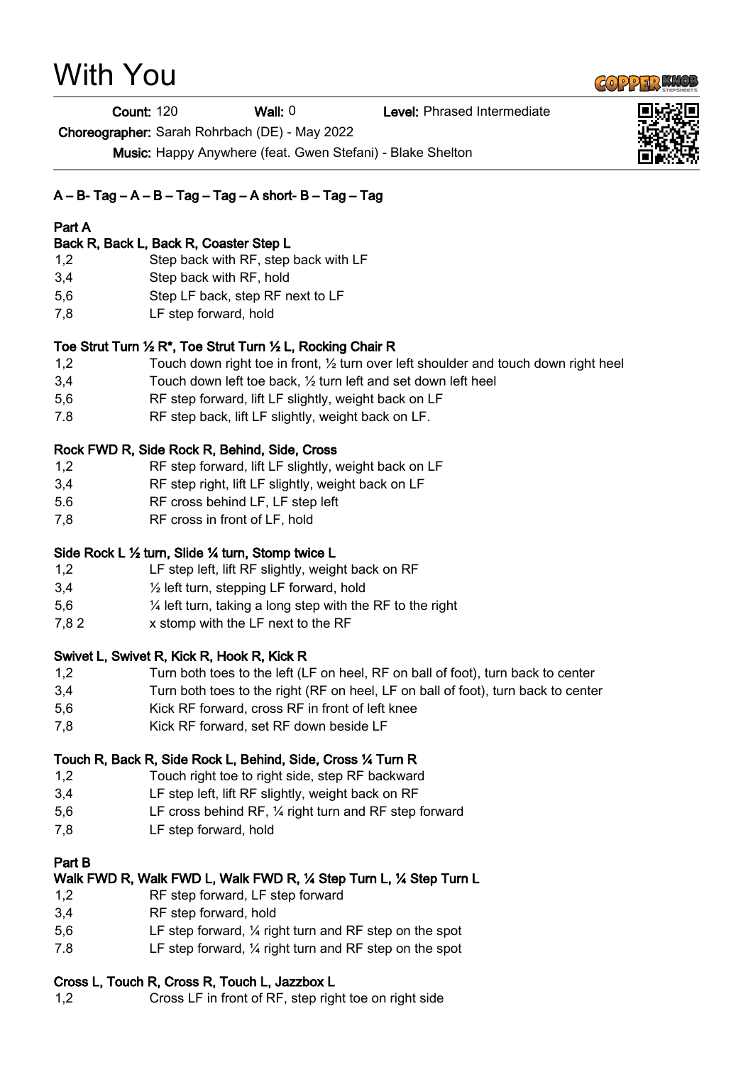# With You

**Count:** 120 **Wall:** 0 **Level:** Phrased Intermediate

**Choreographer:** Sarah Rohrbach (DE) - May 2022

**Music:** Happy Anywhere (feat. Gwen Stefani) - Blake Shelton

**A – B- Tag – A – B – Tag – Tag – A short- B – Tag – Tag**

**Part A**

**Back R, Back L, Back R, Coaster Step L**

| | |
|---|---|
| 1,2 | Step back with RF, step back with LF |
| 3,4 | Step back with RF, hold |
| 5,6 | Step LF back, step RF next to LF |
| 7,8 | LF step forward, hold |

**Toe Strut Turn ½ R*, Toe Strut Turn ½ L, Rocking Chair R**

| | |
|---|---|
| 1,2 | Touch down right toe in front, ½ turn over left shoulder and touch down right heel |
| 3,4 | Touch down left toe back, ½ turn left and set down left heel |
| 5,6 | RF step forward, lift LF slightly, weight back on LF |
| 7.8 | RF step back, lift LF slightly, weight back on LF. |

**Rock FWD R, Side Rock R, Behind, Side, Cross**

| | |
|---|---|
| 1,2 | RF step forward, lift LF slightly, weight back on LF |
| 3,4 | RF step right, lift LF slightly, weight back on LF |
| 5.6 | RF cross behind LF, LF step left |
| 7,8 | RF cross in front of LF, hold |

**Side Rock L ½ turn, Slide ¼ turn, Stomp twice L**

| | |
|---|---|
| 1,2 | LF step left, lift RF slightly, weight back on RF |
| 3,4 | ½ left turn, stepping LF forward, hold |
| 5,6 | ¼ left turn, taking a long step with the RF to the right |
| 7,8 2 | x stomp with the LF next to the RF |

**Swivet L, Swivet R, Kick R, Hook R, Kick R**

| | |
|---|---|
| 1,2 | Turn both toes to the left (LF on heel, RF on ball of foot), turn back to center |
| 3,4 | Turn both toes to the right (RF on heel, LF on ball of foot), turn back to center |
| 5,6 | Kick RF forward, cross RF in front of left knee |
| 7,8 | Kick RF forward, set RF down beside LF |

**Touch R, Back R, Side Rock L, Behind, Side, Cross ¼ Turn R**

| | |
|---|---|
| 1,2 | Touch right toe to right side, step RF backward |
| 3,4 | LF step left, lift RF slightly, weight back on RF |
| 5,6 | LF cross behind RF, ¼ right turn and RF step forward |
| 7,8 | LF step forward, hold |

**Part B**

**Walk FWD R, Walk FWD L, Walk FWD R, ¼ Step Turn L, ¼ Step Turn L**

| | |
|---|---|
| 1,2 | RF step forward, LF step forward |
| 3,4 | RF step forward, hold |
| 5,6 | LF step forward, ¼ right turn and RF step on the spot |
| 7.8 | LF step forward, ¼ right turn and RF step on the spot |

**Cross L, Touch R, Cross R, Touch L, Jazzbox L**

| | |
|---|---|
| 1,2 | Cross LF in front of RF, step right toe on right side |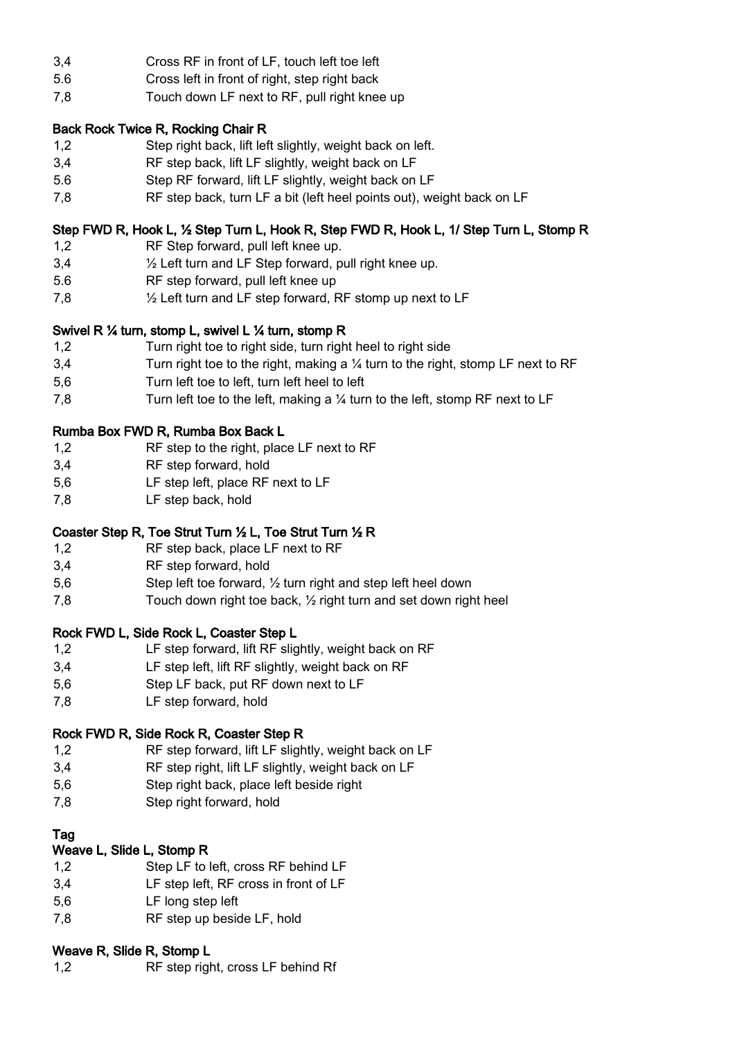3,4 Cross RF in front of LF, touch left toe left
5.6 Cross left in front of right, step right back
7,8 Touch down LF next to RF, pull right knee up

**Back Rock Twice R, Rocking Chair R**

1,2 Step right back, lift left slightly, weight back on left.
3,4 RF step back, lift LF slightly, weight back on LF
5.6 Step RF forward, lift LF slightly, weight back on LF
7,8 RF step back, turn LF a bit (left heel points out), weight back on LF

**Step FWD R, Hook L, ½ Step Turn L, Hook R, Step FWD R, Hook L, 1/ Step Turn L, Stomp R**

1,2 RF Step forward, pull left knee up.
3,4 ½ Left turn and LF Step forward, pull right knee up.
5.6 RF step forward, pull left knee up
7,8 ½ Left turn and LF step forward, RF stomp up next to LF

**Swivel R ¼ turn, stomp L, swivel L ¼ turn, stomp R**

1,2 Turn right toe to right side, turn right heel to right side
3,4 Turn right toe to the right, making a ¼ turn to the right, stomp LF next to RF
5,6 Turn left toe to left, turn left heel to left
7,8 Turn left toe to the left, making a ¼ turn to the left, stomp RF next to LF

**Rumba Box FWD R, Rumba Box Back L**

1,2 RF step to the right, place LF next to RF
3,4 RF step forward, hold
5,6 LF step left, place RF next to LF
7,8 LF step back, hold

**Coaster Step R, Toe Strut Turn ½ L, Toe Strut Turn ½ R**

1,2 RF step back, place LF next to RF
3,4 RF step forward, hold
5,6 Step left toe forward, ½ turn right and step left heel down
7,8 Touch down right toe back, ½ right turn and set down right heel

**Rock FWD L, Side Rock L, Coaster Step L**

1,2 LF step forward, lift RF slightly, weight back on RF
3,4 LF step left, lift RF slightly, weight back on RF
5,6 Step LF back, put RF down next to LF
7,8 LF step forward, hold

**Rock FWD R, Side Rock R, Coaster Step R**

1,2 RF step forward, lift LF slightly, weight back on LF
3,4 RF step right, lift LF slightly, weight back on LF
5,6 Step right back, place left beside right
7,8 Step right forward, hold

## Tag

**Weave L, Slide L, Stomp R**

1,2 Step LF to left, cross RF behind LF
3,4 LF step left, RF cross in front of LF
5,6 LF long step left
7,8 RF step up beside LF, hold

**Weave R, Slide R, Stomp L**

1,2 RF step right, cross LF behind Rf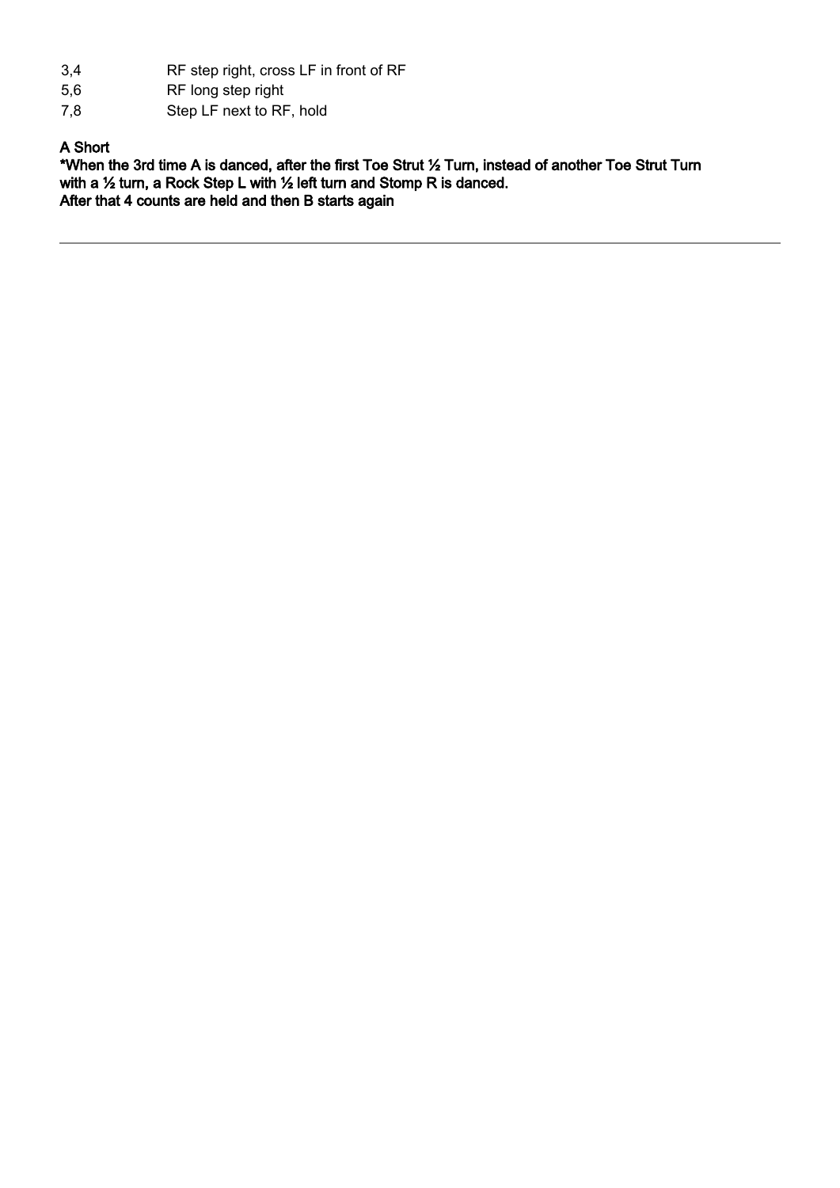| | |
|---|---|
| 3,4 | RF step right, cross LF in front of RF |
| 5,6 | RF long step right |
| 7,8 | Step LF next to RF, hold |

**A Short**
**\*When the 3rd time A is danced, after the first Toe Strut ½ Turn, instead of another Toe Strut Turn with a ½ turn, a Rock Step L with ½ left turn and Stomp R is danced.**
**After that 4 counts are held and then B starts again**

---